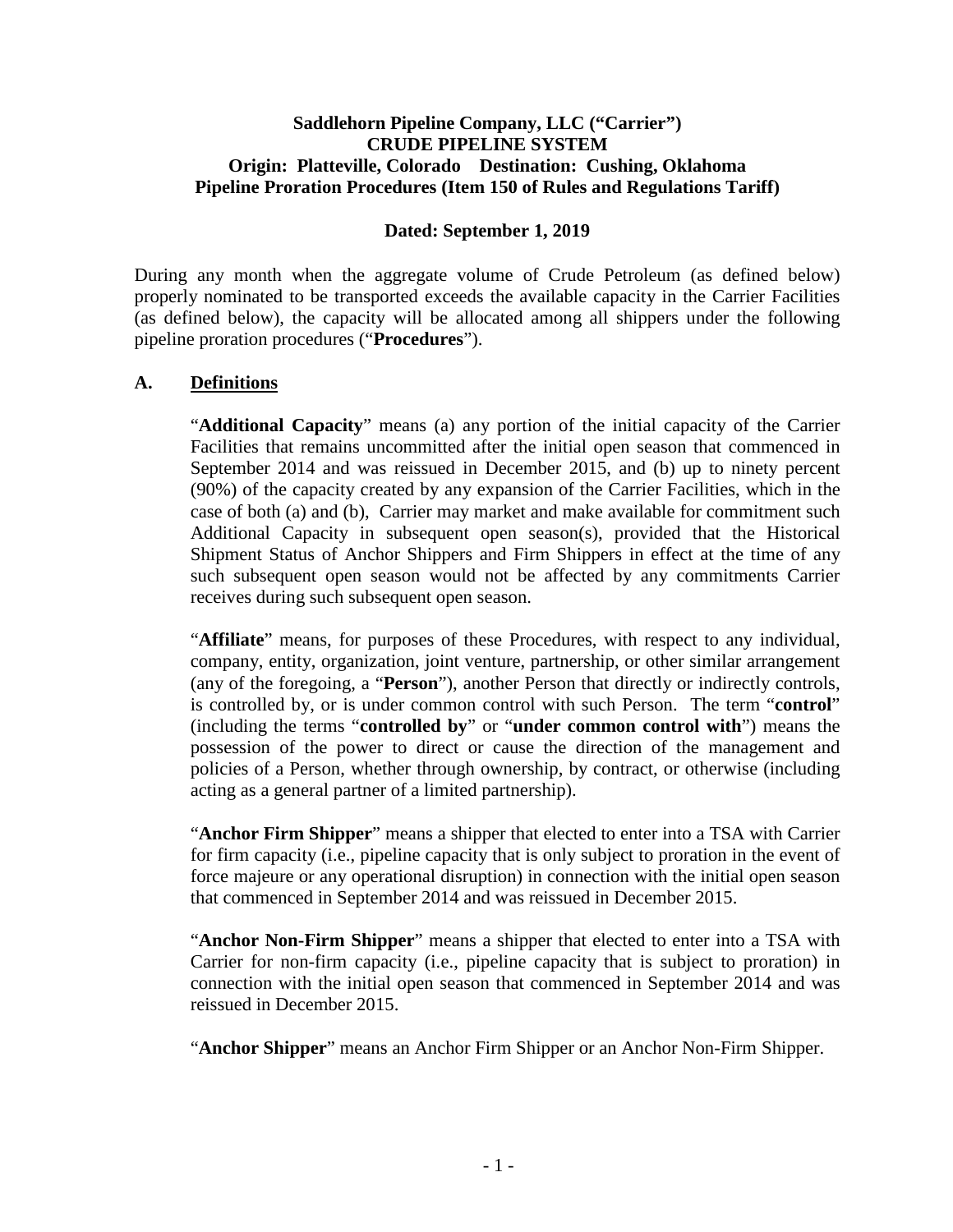**Saddlehorn Pipeline Company, LLC ("Carrier")**
**CRUDE PIPELINE SYSTEM**
**Origin: Platteville, Colorado Destination: Cushing, Oklahoma**
**Pipeline Proration Procedures (Item 150 of Rules and Regulations Tariff)**

**Dated: September 1, 2019**

During any month when the aggregate volume of Crude Petroleum (as defined below) properly nominated to be transported exceeds the available capacity in the Carrier Facilities (as defined below), the capacity will be allocated among all shippers under the following pipeline proration procedures ("**Procedures**").

## A. Definitions

"**Additional Capacity**" means (a) any portion of the initial capacity of the Carrier Facilities that remains uncommitted after the initial open season that commenced in September 2014 and was reissued in December 2015, and (b) up to ninety percent (90%) of the capacity created by any expansion of the Carrier Facilities, which in the case of both (a) and (b), Carrier may market and make available for commitment such Additional Capacity in subsequent open season(s), provided that the Historical Shipment Status of Anchor Shippers and Firm Shippers in effect at the time of any such subsequent open season would not be affected by any commitments Carrier receives during such subsequent open season.

"**Affiliate**" means, for purposes of these Procedures, with respect to any individual, company, entity, organization, joint venture, partnership, or other similar arrangement (any of the foregoing, a "**Person**"), another Person that directly or indirectly controls, is controlled by, or is under common control with such Person. The term "**control**" (including the terms "**controlled by**" or "**under common control with**") means the possession of the power to direct or cause the direction of the management and policies of a Person, whether through ownership, by contract, or otherwise (including acting as a general partner of a limited partnership).

"**Anchor Firm Shipper**" means a shipper that elected to enter into a TSA with Carrier for firm capacity (i.e., pipeline capacity that is only subject to proration in the event of force majeure or any operational disruption) in connection with the initial open season that commenced in September 2014 and was reissued in December 2015.

"**Anchor Non-Firm Shipper**" means a shipper that elected to enter into a TSA with Carrier for non-firm capacity (i.e., pipeline capacity that is subject to proration) in connection with the initial open season that commenced in September 2014 and was reissued in December 2015.

"**Anchor Shipper**" means an Anchor Firm Shipper or an Anchor Non-Firm Shipper.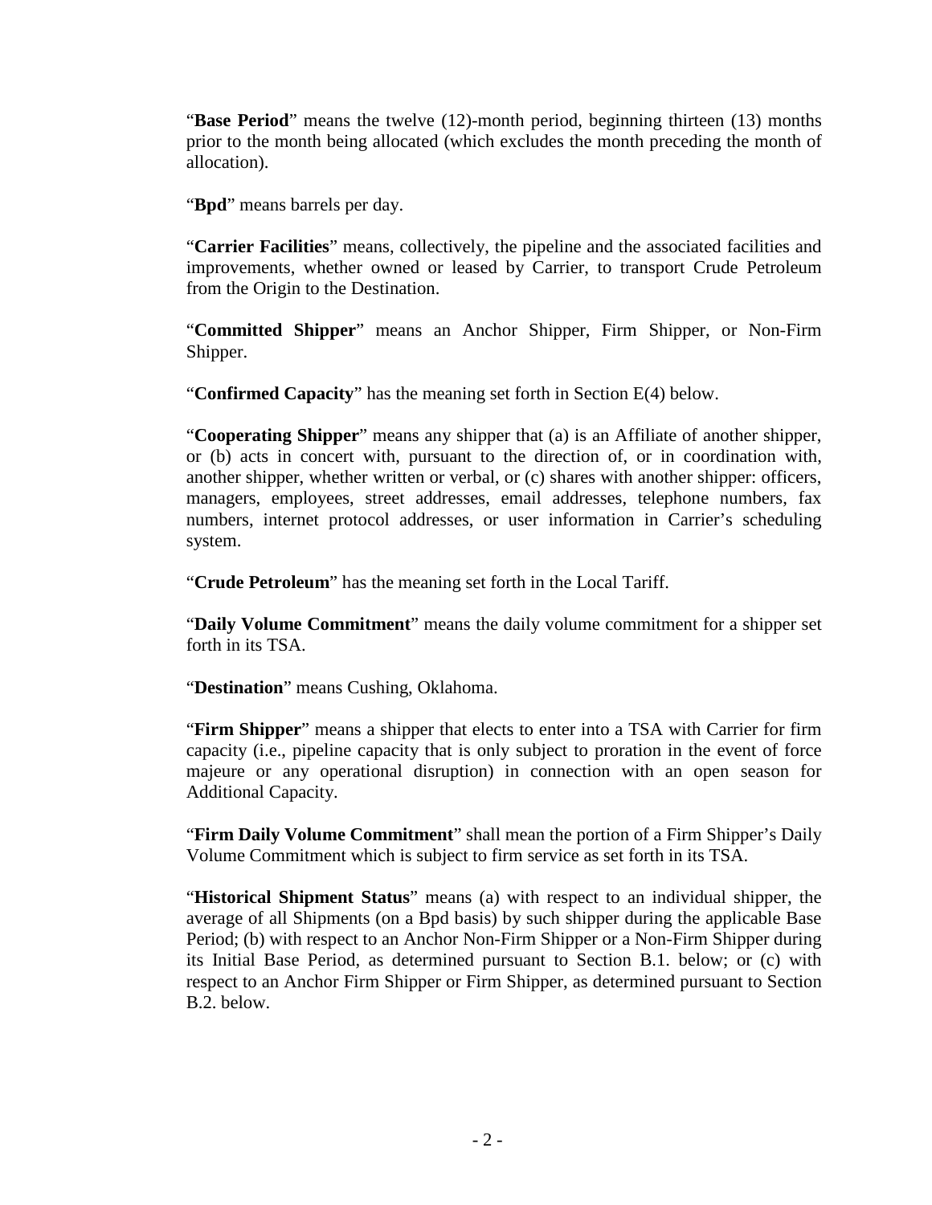"**Base Period**" means the twelve (12)-month period, beginning thirteen (13) months prior to the month being allocated (which excludes the month preceding the month of allocation).

"**Bpd**" means barrels per day.

"**Carrier Facilities**" means, collectively, the pipeline and the associated facilities and improvements, whether owned or leased by Carrier, to transport Crude Petroleum from the Origin to the Destination.

"**Committed Shipper**" means an Anchor Shipper, Firm Shipper, or Non-Firm Shipper.

"**Confirmed Capacity**" has the meaning set forth in Section E(4) below.

"**Cooperating Shipper**" means any shipper that (a) is an Affiliate of another shipper, or (b) acts in concert with, pursuant to the direction of, or in coordination with, another shipper, whether written or verbal, or (c) shares with another shipper: officers, managers, employees, street addresses, email addresses, telephone numbers, fax numbers, internet protocol addresses, or user information in Carrier's scheduling system.

"**Crude Petroleum**" has the meaning set forth in the Local Tariff.

"**Daily Volume Commitment**" means the daily volume commitment for a shipper set forth in its TSA.

"**Destination**" means Cushing, Oklahoma.

"**Firm Shipper**" means a shipper that elects to enter into a TSA with Carrier for firm capacity (i.e., pipeline capacity that is only subject to proration in the event of force majeure or any operational disruption) in connection with an open season for Additional Capacity.

"**Firm Daily Volume Commitment**" shall mean the portion of a Firm Shipper's Daily Volume Commitment which is subject to firm service as set forth in its TSA.

"**Historical Shipment Status**" means (a) with respect to an individual shipper, the average of all Shipments (on a Bpd basis) by such shipper during the applicable Base Period; (b) with respect to an Anchor Non-Firm Shipper or a Non-Firm Shipper during its Initial Base Period, as determined pursuant to Section B.1. below; or (c) with respect to an Anchor Firm Shipper or Firm Shipper, as determined pursuant to Section B.2. below.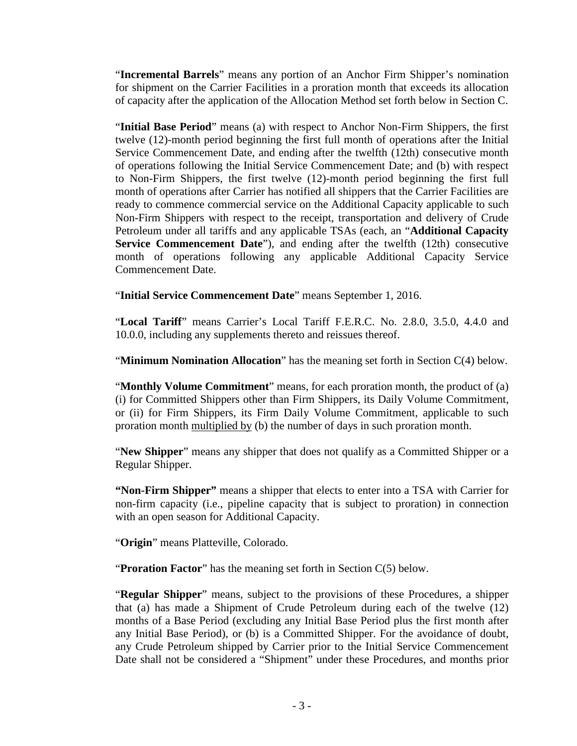"**Incremental Barrels**" means any portion of an Anchor Firm Shipper's nomination for shipment on the Carrier Facilities in a proration month that exceeds its allocation of capacity after the application of the Allocation Method set forth below in Section C.

"**Initial Base Period**" means (a) with respect to Anchor Non-Firm Shippers, the first twelve (12)-month period beginning the first full month of operations after the Initial Service Commencement Date, and ending after the twelfth (12th) consecutive month of operations following the Initial Service Commencement Date; and (b) with respect to Non-Firm Shippers, the first twelve (12)-month period beginning the first full month of operations after Carrier has notified all shippers that the Carrier Facilities are ready to commence commercial service on the Additional Capacity applicable to such Non-Firm Shippers with respect to the receipt, transportation and delivery of Crude Petroleum under all tariffs and any applicable TSAs (each, an "**Additional Capacity Service Commencement Date**"), and ending after the twelfth (12th) consecutive month of operations following any applicable Additional Capacity Service Commencement Date.

"**Initial Service Commencement Date**" means September 1, 2016.

"**Local Tariff**" means Carrier's Local Tariff F.E.R.C. No. 2.8.0, 3.5.0, 4.4.0 and 10.0.0, including any supplements thereto and reissues thereof.

"**Minimum Nomination Allocation**" has the meaning set forth in Section C(4) below.

"**Monthly Volume Commitment**" means, for each proration month, the product of (a) (i) for Committed Shippers other than Firm Shippers, its Daily Volume Commitment, or (ii) for Firm Shippers, its Firm Daily Volume Commitment, applicable to such proration month multiplied by (b) the number of days in such proration month.

"**New Shipper**" means any shipper that does not qualify as a Committed Shipper or a Regular Shipper.

**"Non-Firm Shipper"** means a shipper that elects to enter into a TSA with Carrier for non-firm capacity (i.e., pipeline capacity that is subject to proration) in connection with an open season for Additional Capacity.

"**Origin**" means Platteville, Colorado.

"**Proration Factor**" has the meaning set forth in Section C(5) below.

"**Regular Shipper**" means, subject to the provisions of these Procedures, a shipper that (a) has made a Shipment of Crude Petroleum during each of the twelve (12) months of a Base Period (excluding any Initial Base Period plus the first month after any Initial Base Period), or (b) is a Committed Shipper. For the avoidance of doubt, any Crude Petroleum shipped by Carrier prior to the Initial Service Commencement Date shall not be considered a "Shipment" under these Procedures, and months prior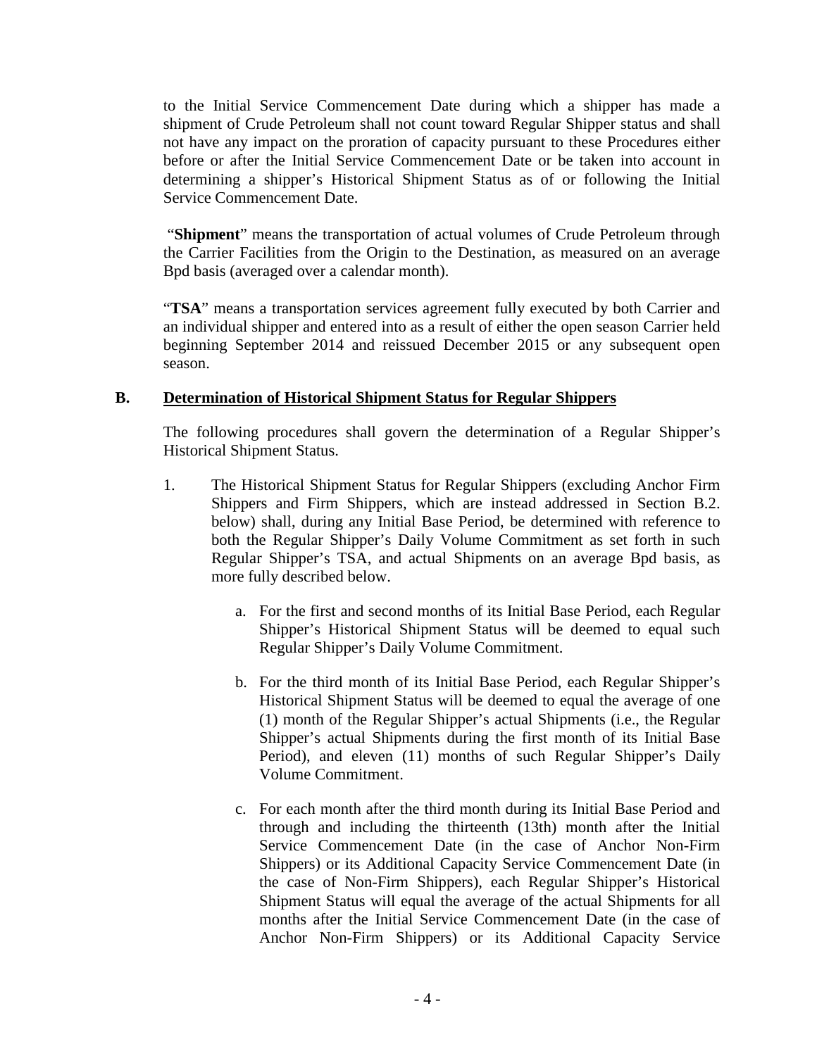to the Initial Service Commencement Date during which a shipper has made a shipment of Crude Petroleum shall not count toward Regular Shipper status and shall not have any impact on the proration of capacity pursuant to these Procedures either before or after the Initial Service Commencement Date or be taken into account in determining a shipper's Historical Shipment Status as of or following the Initial Service Commencement Date.

"**Shipment**" means the transportation of actual volumes of Crude Petroleum through the Carrier Facilities from the Origin to the Destination, as measured on an average Bpd basis (averaged over a calendar month).

"**TSA**" means a transportation services agreement fully executed by both Carrier and an individual shipper and entered into as a result of either the open season Carrier held beginning September 2014 and reissued December 2015 or any subsequent open season.

**B. Determination of Historical Shipment Status for Regular Shippers**

The following procedures shall govern the determination of a Regular Shipper's Historical Shipment Status.

1. The Historical Shipment Status for Regular Shippers (excluding Anchor Firm Shippers and Firm Shippers, which are instead addressed in Section B.2. below) shall, during any Initial Base Period, be determined with reference to both the Regular Shipper's Daily Volume Commitment as set forth in such Regular Shipper's TSA, and actual Shipments on an average Bpd basis, as more fully described below.

   a. For the first and second months of its Initial Base Period, each Regular Shipper's Historical Shipment Status will be deemed to equal such Regular Shipper's Daily Volume Commitment.

   b. For the third month of its Initial Base Period, each Regular Shipper's Historical Shipment Status will be deemed to equal the average of one (1) month of the Regular Shipper's actual Shipments (i.e., the Regular Shipper's actual Shipments during the first month of its Initial Base Period), and eleven (11) months of such Regular Shipper's Daily Volume Commitment.

   c. For each month after the third month during its Initial Base Period and through and including the thirteenth (13th) month after the Initial Service Commencement Date (in the case of Anchor Non-Firm Shippers) or its Additional Capacity Service Commencement Date (in the case of Non-Firm Shippers), each Regular Shipper's Historical Shipment Status will equal the average of the actual Shipments for all months after the Initial Service Commencement Date (in the case of Anchor Non-Firm Shippers) or its Additional Capacity Service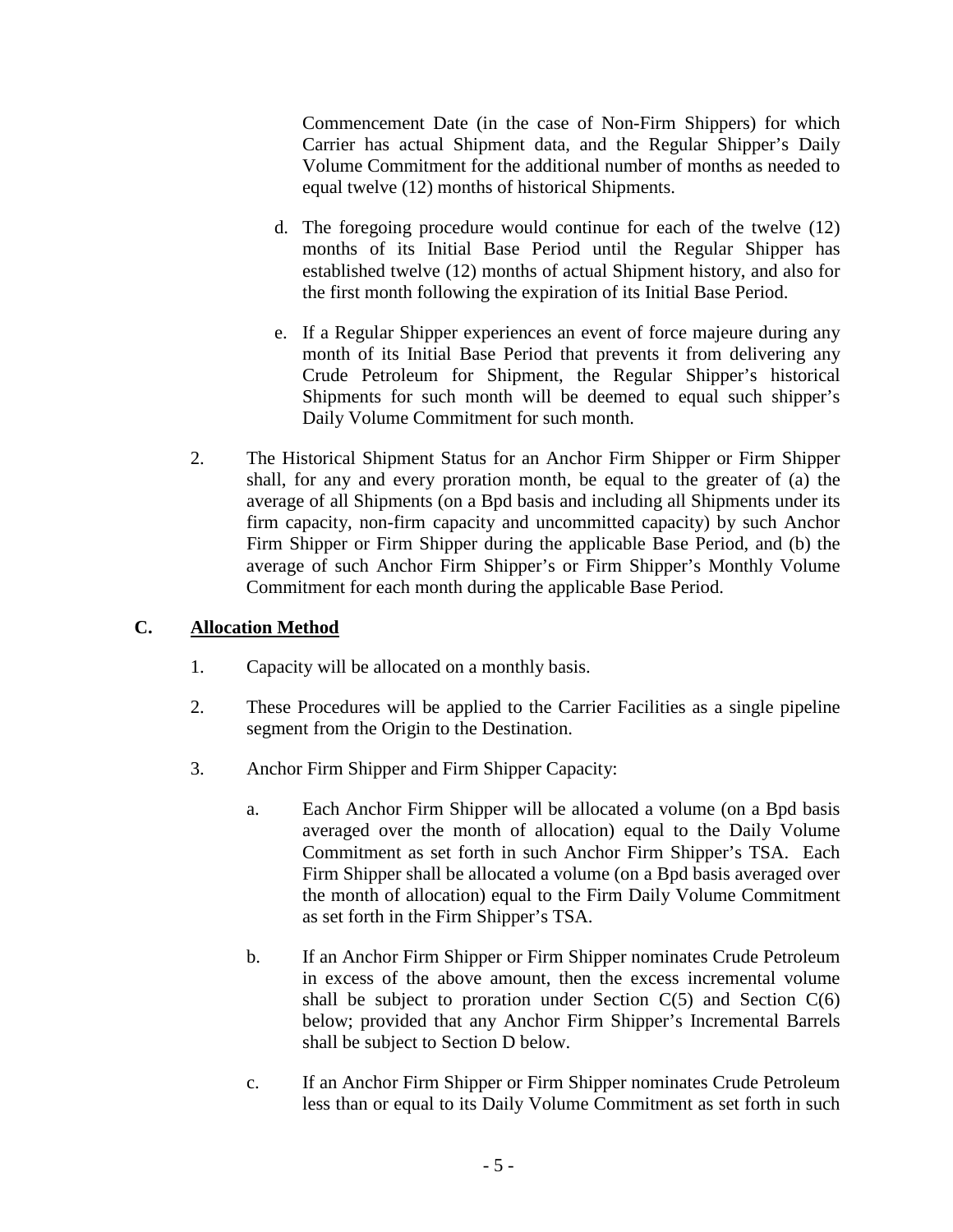Commencement Date (in the case of Non-Firm Shippers) for which Carrier has actual Shipment data, and the Regular Shipper's Daily Volume Commitment for the additional number of months as needed to equal twelve (12) months of historical Shipments.

d. The foregoing procedure would continue for each of the twelve (12) months of its Initial Base Period until the Regular Shipper has established twelve (12) months of actual Shipment history, and also for the first month following the expiration of its Initial Base Period.

e. If a Regular Shipper experiences an event of force majeure during any month of its Initial Base Period that prevents it from delivering any Crude Petroleum for Shipment, the Regular Shipper's historical Shipments for such month will be deemed to equal such shipper's Daily Volume Commitment for such month.

2. The Historical Shipment Status for an Anchor Firm Shipper or Firm Shipper shall, for any and every proration month, be equal to the greater of (a) the average of all Shipments (on a Bpd basis and including all Shipments under its firm capacity, non-firm capacity and uncommitted capacity) by such Anchor Firm Shipper or Firm Shipper during the applicable Base Period, and (b) the average of such Anchor Firm Shipper's or Firm Shipper's Monthly Volume Commitment for each month during the applicable Base Period.

## C. Allocation Method

1. Capacity will be allocated on a monthly basis.

2. These Procedures will be applied to the Carrier Facilities as a single pipeline segment from the Origin to the Destination.

3. Anchor Firm Shipper and Firm Shipper Capacity:

   a. Each Anchor Firm Shipper will be allocated a volume (on a Bpd basis averaged over the month of allocation) equal to the Daily Volume Commitment as set forth in such Anchor Firm Shipper's TSA. Each Firm Shipper shall be allocated a volume (on a Bpd basis averaged over the month of allocation) equal to the Firm Daily Volume Commitment as set forth in the Firm Shipper's TSA.

   b. If an Anchor Firm Shipper or Firm Shipper nominates Crude Petroleum in excess of the above amount, then the excess incremental volume shall be subject to proration under Section C(5) and Section C(6) below; provided that any Anchor Firm Shipper's Incremental Barrels shall be subject to Section D below.

   c. If an Anchor Firm Shipper or Firm Shipper nominates Crude Petroleum less than or equal to its Daily Volume Commitment as set forth in such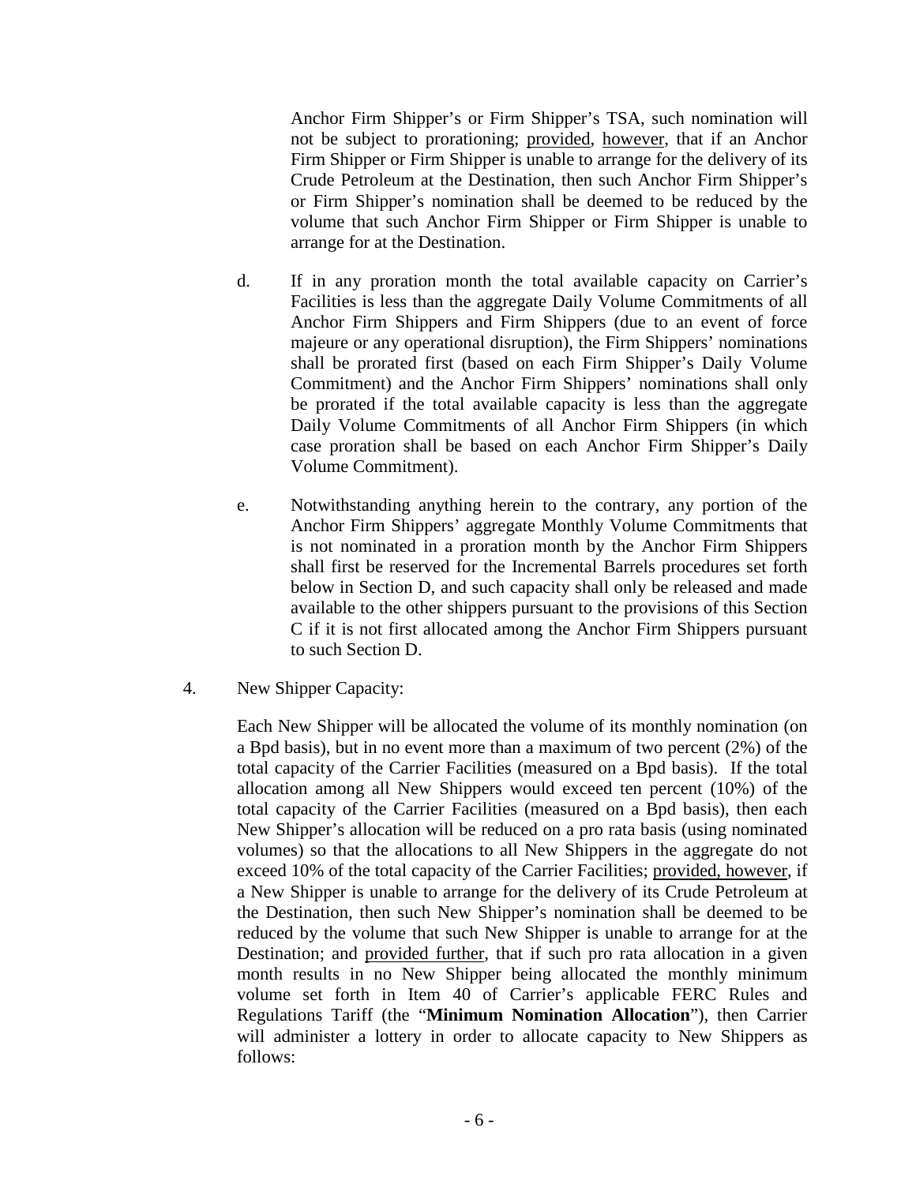Anchor Firm Shipper's or Firm Shipper's TSA, such nomination will not be subject to prorationing; provided, however, that if an Anchor Firm Shipper or Firm Shipper is unable to arrange for the delivery of its Crude Petroleum at the Destination, then such Anchor Firm Shipper's or Firm Shipper's nomination shall be deemed to be reduced by the volume that such Anchor Firm Shipper or Firm Shipper is unable to arrange for at the Destination.

d. If in any proration month the total available capacity on Carrier's Facilities is less than the aggregate Daily Volume Commitments of all Anchor Firm Shippers and Firm Shippers (due to an event of force majeure or any operational disruption), the Firm Shippers' nominations shall be prorated first (based on each Firm Shipper's Daily Volume Commitment) and the Anchor Firm Shippers' nominations shall only be prorated if the total available capacity is less than the aggregate Daily Volume Commitments of all Anchor Firm Shippers (in which case proration shall be based on each Anchor Firm Shipper's Daily Volume Commitment).

e. Notwithstanding anything herein to the contrary, any portion of the Anchor Firm Shippers' aggregate Monthly Volume Commitments that is not nominated in a proration month by the Anchor Firm Shippers shall first be reserved for the Incremental Barrels procedures set forth below in Section D, and such capacity shall only be released and made available to the other shippers pursuant to the provisions of this Section C if it is not first allocated among the Anchor Firm Shippers pursuant to such Section D.

4. New Shipper Capacity:

Each New Shipper will be allocated the volume of its monthly nomination (on a Bpd basis), but in no event more than a maximum of two percent (2%) of the total capacity of the Carrier Facilities (measured on a Bpd basis). If the total allocation among all New Shippers would exceed ten percent (10%) of the total capacity of the Carrier Facilities (measured on a Bpd basis), then each New Shipper's allocation will be reduced on a pro rata basis (using nominated volumes) so that the allocations to all New Shippers in the aggregate do not exceed 10% of the total capacity of the Carrier Facilities; provided, however, if a New Shipper is unable to arrange for the delivery of its Crude Petroleum at the Destination, then such New Shipper's nomination shall be deemed to be reduced by the volume that such New Shipper is unable to arrange for at the Destination; and provided further, that if such pro rata allocation in a given month results in no New Shipper being allocated the monthly minimum volume set forth in Item 40 of Carrier's applicable FERC Rules and Regulations Tariff (the "**Minimum Nomination Allocation**"), then Carrier will administer a lottery in order to allocate capacity to New Shippers as follows: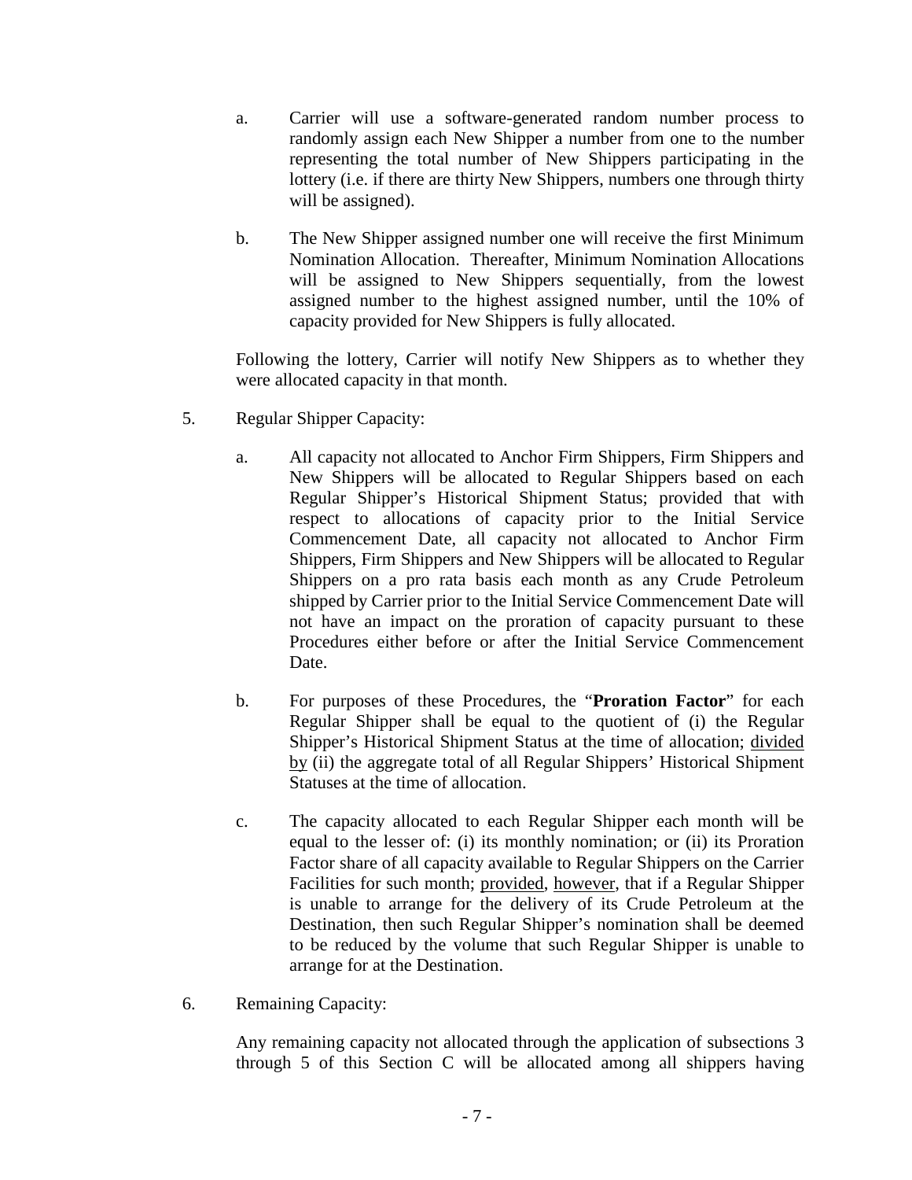a. Carrier will use a software-generated random number process to randomly assign each New Shipper a number from one to the number representing the total number of New Shippers participating in the lottery (i.e. if there are thirty New Shippers, numbers one through thirty will be assigned).

b. The New Shipper assigned number one will receive the first Minimum Nomination Allocation. Thereafter, Minimum Nomination Allocations will be assigned to New Shippers sequentially, from the lowest assigned number to the highest assigned number, until the 10% of capacity provided for New Shippers is fully allocated.

Following the lottery, Carrier will notify New Shippers as to whether they were allocated capacity in that month.

5. Regular Shipper Capacity:

a. All capacity not allocated to Anchor Firm Shippers, Firm Shippers and New Shippers will be allocated to Regular Shippers based on each Regular Shipper's Historical Shipment Status; provided that with respect to allocations of capacity prior to the Initial Service Commencement Date, all capacity not allocated to Anchor Firm Shippers, Firm Shippers and New Shippers will be allocated to Regular Shippers on a pro rata basis each month as any Crude Petroleum shipped by Carrier prior to the Initial Service Commencement Date will not have an impact on the proration of capacity pursuant to these Procedures either before or after the Initial Service Commencement Date.

b. For purposes of these Procedures, the "**Proration Factor**" for each Regular Shipper shall be equal to the quotient of (i) the Regular Shipper's Historical Shipment Status at the time of allocation; divided by (ii) the aggregate total of all Regular Shippers' Historical Shipment Statuses at the time of allocation.

c. The capacity allocated to each Regular Shipper each month will be equal to the lesser of: (i) its monthly nomination; or (ii) its Proration Factor share of all capacity available to Regular Shippers on the Carrier Facilities for such month; provided, however, that if a Regular Shipper is unable to arrange for the delivery of its Crude Petroleum at the Destination, then such Regular Shipper's nomination shall be deemed to be reduced by the volume that such Regular Shipper is unable to arrange for at the Destination.

6. Remaining Capacity:

Any remaining capacity not allocated through the application of subsections 3 through 5 of this Section C will be allocated among all shippers having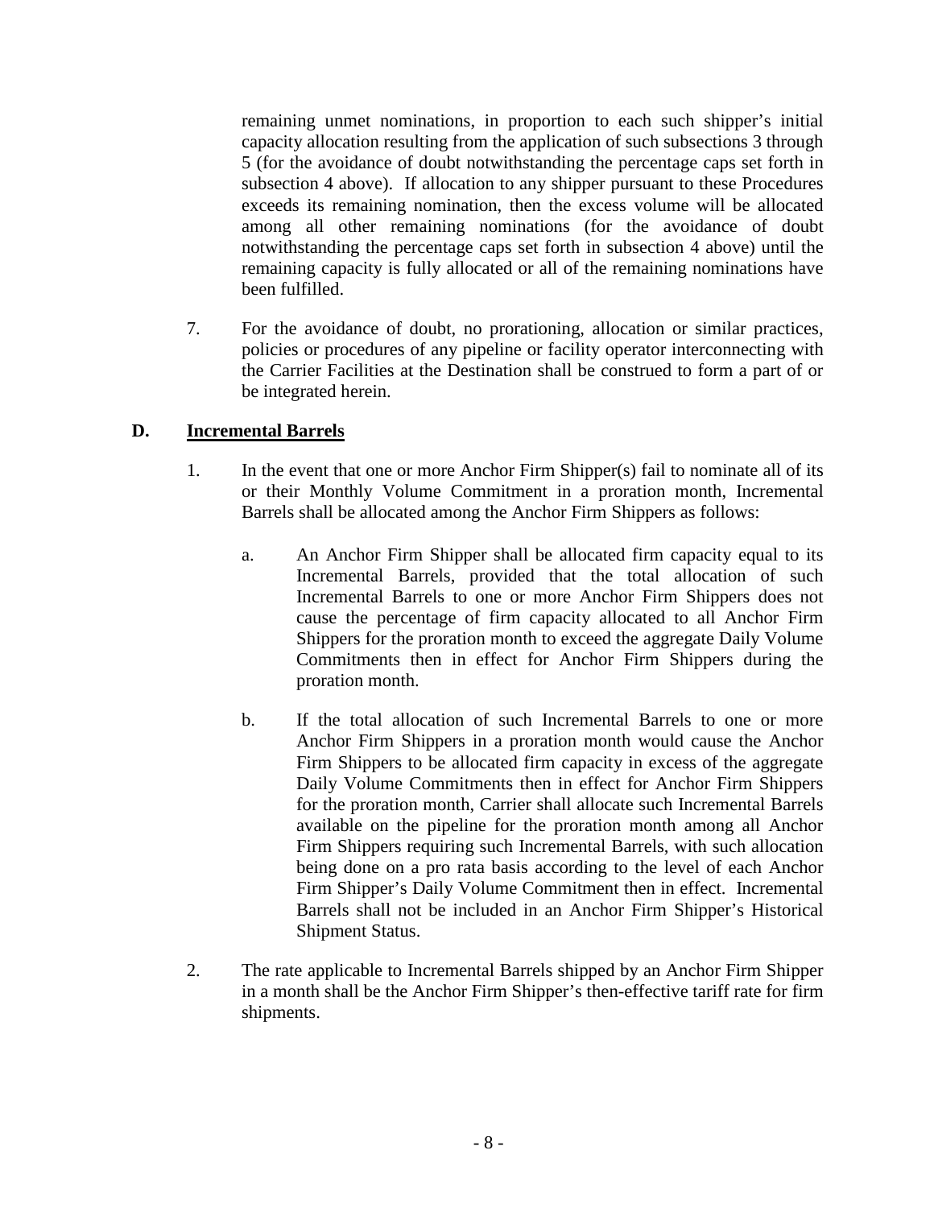remaining unmet nominations, in proportion to each such shipper's initial capacity allocation resulting from the application of such subsections 3 through 5 (for the avoidance of doubt notwithstanding the percentage caps set forth in subsection 4 above). If allocation to any shipper pursuant to these Procedures exceeds its remaining nomination, then the excess volume will be allocated among all other remaining nominations (for the avoidance of doubt notwithstanding the percentage caps set forth in subsection 4 above) until the remaining capacity is fully allocated or all of the remaining nominations have been fulfilled.

7. For the avoidance of doubt, no prorationing, allocation or similar practices, policies or procedures of any pipeline or facility operator interconnecting with the Carrier Facilities at the Destination shall be construed to form a part of or be integrated herein.

## D. <u>Incremental Barrels</u>

1. In the event that one or more Anchor Firm Shipper(s) fail to nominate all of its or their Monthly Volume Commitment in a proration month, Incremental Barrels shall be allocated among the Anchor Firm Shippers as follows:

   a. An Anchor Firm Shipper shall be allocated firm capacity equal to its Incremental Barrels, provided that the total allocation of such Incremental Barrels to one or more Anchor Firm Shippers does not cause the percentage of firm capacity allocated to all Anchor Firm Shippers for the proration month to exceed the aggregate Daily Volume Commitments then in effect for Anchor Firm Shippers during the proration month.

   b. If the total allocation of such Incremental Barrels to one or more Anchor Firm Shippers in a proration month would cause the Anchor Firm Shippers to be allocated firm capacity in excess of the aggregate Daily Volume Commitments then in effect for Anchor Firm Shippers for the proration month, Carrier shall allocate such Incremental Barrels available on the pipeline for the proration month among all Anchor Firm Shippers requiring such Incremental Barrels, with such allocation being done on a pro rata basis according to the level of each Anchor Firm Shipper's Daily Volume Commitment then in effect. Incremental Barrels shall not be included in an Anchor Firm Shipper's Historical Shipment Status.

2. The rate applicable to Incremental Barrels shipped by an Anchor Firm Shipper in a month shall be the Anchor Firm Shipper's then-effective tariff rate for firm shipments.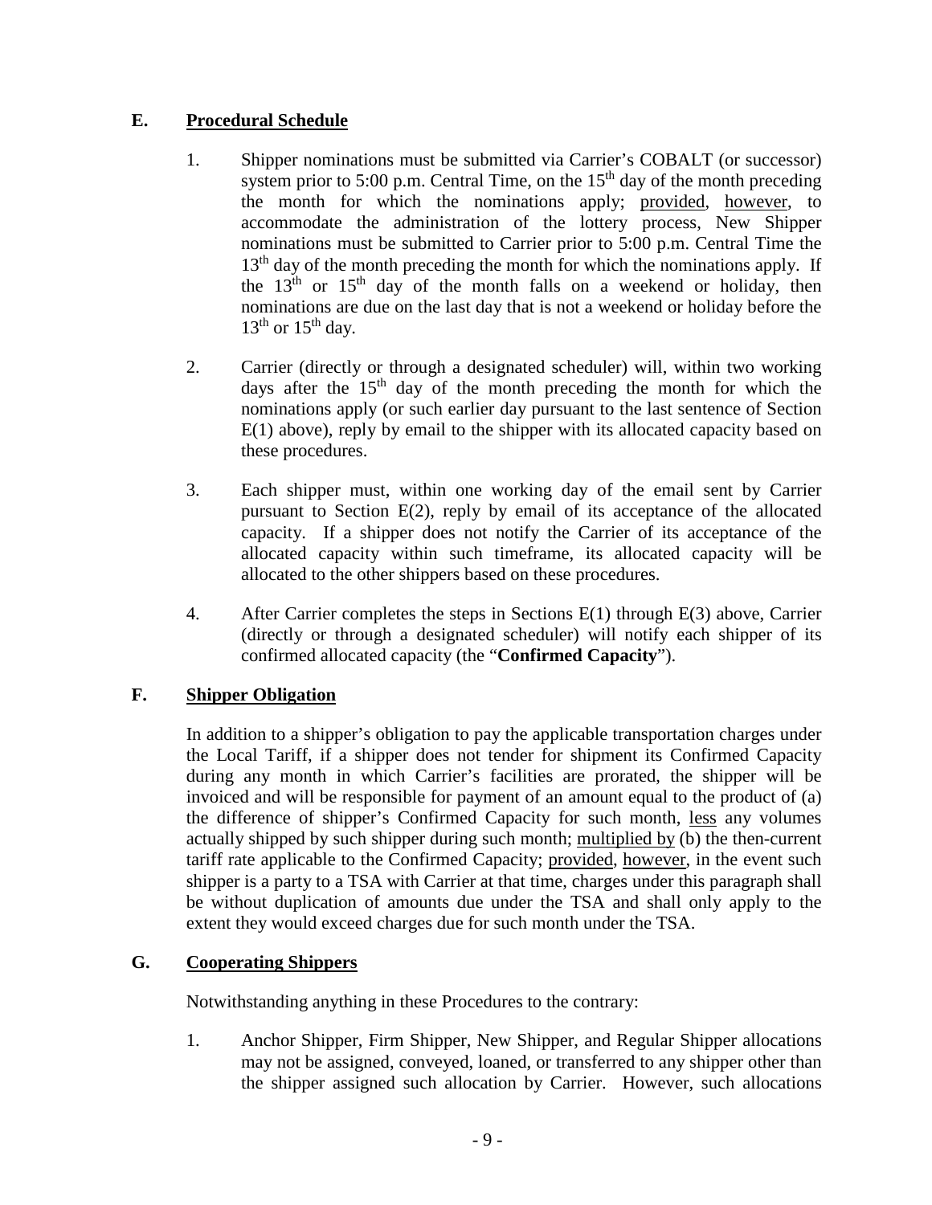## E. Procedural Schedule

1. Shipper nominations must be submitted via Carrier's COBALT (or successor) system prior to 5:00 p.m. Central Time, on the 15th day of the month preceding the month for which the nominations apply; provided, however, to accommodate the administration of the lottery process, New Shipper nominations must be submitted to Carrier prior to 5:00 p.m. Central Time the 13th day of the month preceding the month for which the nominations apply. If the 13th or 15th day of the month falls on a weekend or holiday, then nominations are due on the last day that is not a weekend or holiday before the 13th or 15th day.

2. Carrier (directly or through a designated scheduler) will, within two working days after the 15th day of the month preceding the month for which the nominations apply (or such earlier day pursuant to the last sentence of Section E(1) above), reply by email to the shipper with its allocated capacity based on these procedures.

3. Each shipper must, within one working day of the email sent by Carrier pursuant to Section E(2), reply by email of its acceptance of the allocated capacity. If a shipper does not notify the Carrier of its acceptance of the allocated capacity within such timeframe, its allocated capacity will be allocated to the other shippers based on these procedures.

4. After Carrier completes the steps in Sections E(1) through E(3) above, Carrier (directly or through a designated scheduler) will notify each shipper of its confirmed allocated capacity (the "**Confirmed Capacity**").

## F. Shipper Obligation

In addition to a shipper's obligation to pay the applicable transportation charges under the Local Tariff, if a shipper does not tender for shipment its Confirmed Capacity during any month in which Carrier's facilities are prorated, the shipper will be invoiced and will be responsible for payment of an amount equal to the product of (a) the difference of shipper's Confirmed Capacity for such month, less any volumes actually shipped by such shipper during such month; multiplied by (b) the then-current tariff rate applicable to the Confirmed Capacity; provided, however, in the event such shipper is a party to a TSA with Carrier at that time, charges under this paragraph shall be without duplication of amounts due under the TSA and shall only apply to the extent they would exceed charges due for such month under the TSA.

## G. Cooperating Shippers

Notwithstanding anything in these Procedures to the contrary:

1. Anchor Shipper, Firm Shipper, New Shipper, and Regular Shipper allocations may not be assigned, conveyed, loaned, or transferred to any shipper other than the shipper assigned such allocation by Carrier. However, such allocations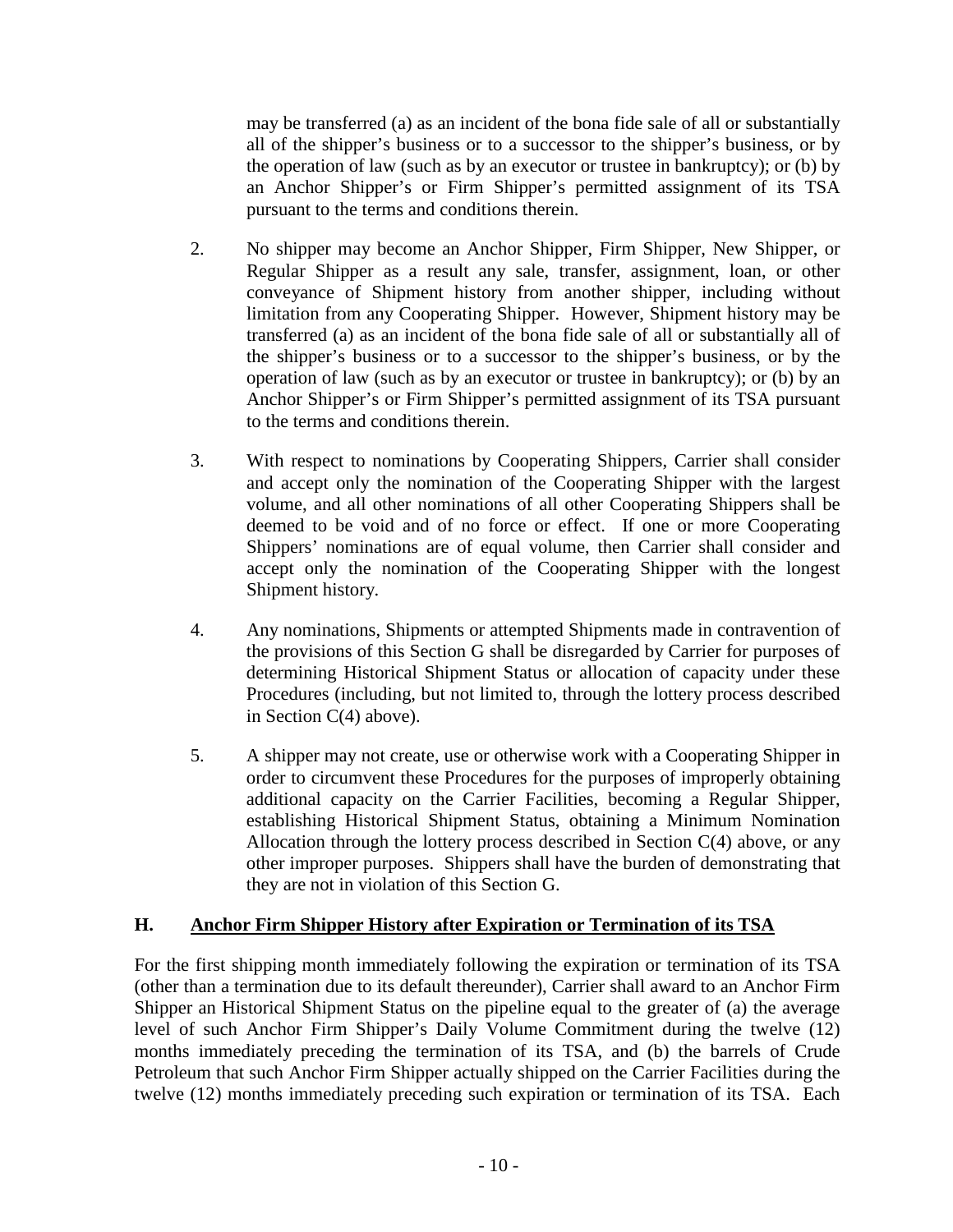may be transferred (a) as an incident of the bona fide sale of all or substantially all of the shipper's business or to a successor to the shipper's business, or by the operation of law (such as by an executor or trustee in bankruptcy); or (b) by an Anchor Shipper's or Firm Shipper's permitted assignment of its TSA pursuant to the terms and conditions therein.

2. No shipper may become an Anchor Shipper, Firm Shipper, New Shipper, or Regular Shipper as a result any sale, transfer, assignment, loan, or other conveyance of Shipment history from another shipper, including without limitation from any Cooperating Shipper. However, Shipment history may be transferred (a) as an incident of the bona fide sale of all or substantially all of the shipper's business or to a successor to the shipper's business, or by the operation of law (such as by an executor or trustee in bankruptcy); or (b) by an Anchor Shipper's or Firm Shipper's permitted assignment of its TSA pursuant to the terms and conditions therein.

3. With respect to nominations by Cooperating Shippers, Carrier shall consider and accept only the nomination of the Cooperating Shipper with the largest volume, and all other nominations of all other Cooperating Shippers shall be deemed to be void and of no force or effect. If one or more Cooperating Shippers' nominations are of equal volume, then Carrier shall consider and accept only the nomination of the Cooperating Shipper with the longest Shipment history.

4. Any nominations, Shipments or attempted Shipments made in contravention of the provisions of this Section G shall be disregarded by Carrier for purposes of determining Historical Shipment Status or allocation of capacity under these Procedures (including, but not limited to, through the lottery process described in Section C(4) above).

5. A shipper may not create, use or otherwise work with a Cooperating Shipper in order to circumvent these Procedures for the purposes of improperly obtaining additional capacity on the Carrier Facilities, becoming a Regular Shipper, establishing Historical Shipment Status, obtaining a Minimum Nomination Allocation through the lottery process described in Section C(4) above, or any other improper purposes. Shippers shall have the burden of demonstrating that they are not in violation of this Section G.

## H. Anchor Firm Shipper History after Expiration or Termination of its TSA

For the first shipping month immediately following the expiration or termination of its TSA (other than a termination due to its default thereunder), Carrier shall award to an Anchor Firm Shipper an Historical Shipment Status on the pipeline equal to the greater of (a) the average level of such Anchor Firm Shipper's Daily Volume Commitment during the twelve (12) months immediately preceding the termination of its TSA, and (b) the barrels of Crude Petroleum that such Anchor Firm Shipper actually shipped on the Carrier Facilities during the twelve (12) months immediately preceding such expiration or termination of its TSA. Each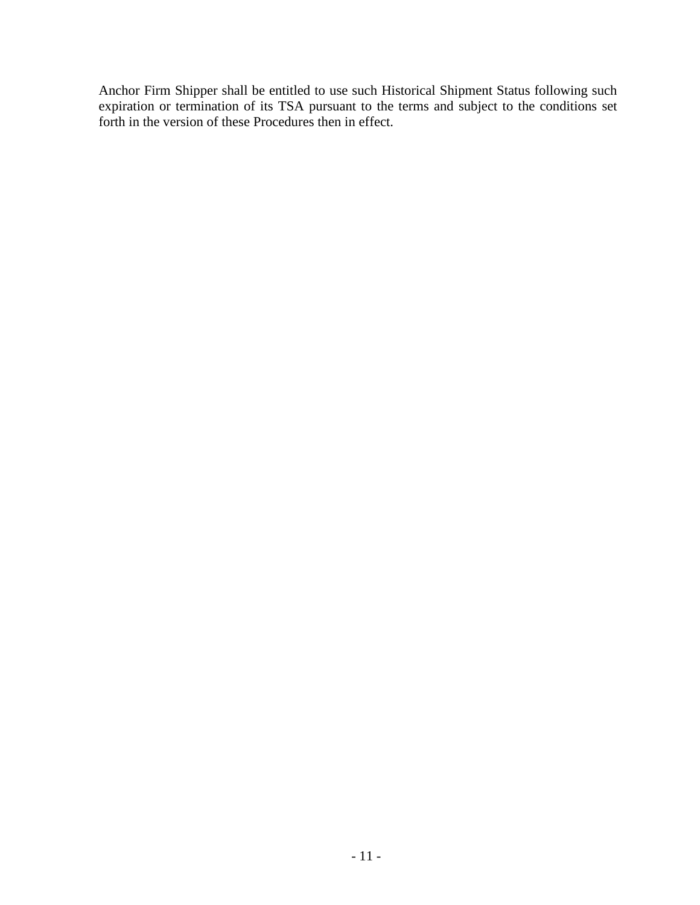Anchor Firm Shipper shall be entitled to use such Historical Shipment Status following such expiration or termination of its TSA pursuant to the terms and subject to the conditions set forth in the version of these Procedures then in effect.